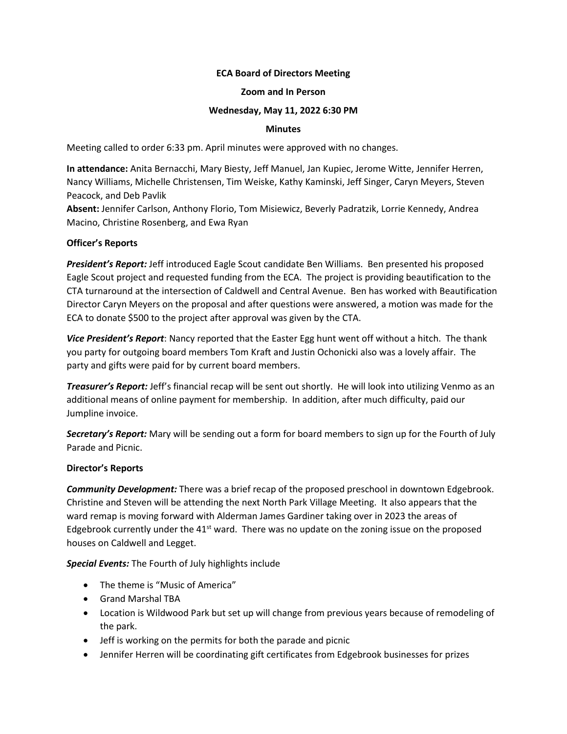**ECA Board of Directors Meeting**

**Zoom and In Person**

**Wednesday, May 11, 2022 6:30 PM**

**Minutes**

Meeting called to order 6:33 pm. April minutes were approved with no changes.

**In attendance:** Anita Bernacchi, Mary Biesty, Jeff Manuel, Jan Kupiec, Jerome Witte, Jennifer Herren, Nancy Williams, Michelle Christensen, Tim Weiske, Kathy Kaminski, Jeff Singer, Caryn Meyers, Steven Peacock, and Deb Pavlik

**Absent:** Jennifer Carlson, Anthony Florio, Tom Misiewicz, Beverly Padratzik, Lorrie Kennedy, Andrea Macino, Christine Rosenberg, and Ewa Ryan

**Officer's Reports**

***President's Report:*** Jeff introduced Eagle Scout candidate Ben Williams. Ben presented his proposed Eagle Scout project and requested funding from the ECA. The project is providing beautification to the CTA turnaround at the intersection of Caldwell and Central Avenue. Ben has worked with Beautification Director Caryn Meyers on the proposal and after questions were answered, a motion was made for the ECA to donate $500 to the project after approval was given by the CTA.

***Vice President's Report***: Nancy reported that the Easter Egg hunt went off without a hitch. The thank you party for outgoing board members Tom Kraft and Justin Ochonicki also was a lovely affair. The party and gifts were paid for by current board members.

***Treasurer's Report:*** Jeff's financial recap will be sent out shortly. He will look into utilizing Venmo as an additional means of online payment for membership. In addition, after much difficulty, paid our Jumpline invoice.

***Secretary's Report:*** Mary will be sending out a form for board members to sign up for the Fourth of July Parade and Picnic.

**Director's Reports**

***Community Development:*** There was a brief recap of the proposed preschool in downtown Edgebrook. Christine and Steven will be attending the next North Park Village Meeting. It also appears that the ward remap is moving forward with Alderman James Gardiner taking over in 2023 the areas of Edgebrook currently under the 41st ward. There was no update on the zoning issue on the proposed houses on Caldwell and Legget.

***Special Events:*** The Fourth of July highlights include

- The theme is "Music of America"
- Grand Marshal TBA
- Location is Wildwood Park but set up will change from previous years because of remodeling of the park.
- Jeff is working on the permits for both the parade and picnic
- Jennifer Herren will be coordinating gift certificates from Edgebrook businesses for prizes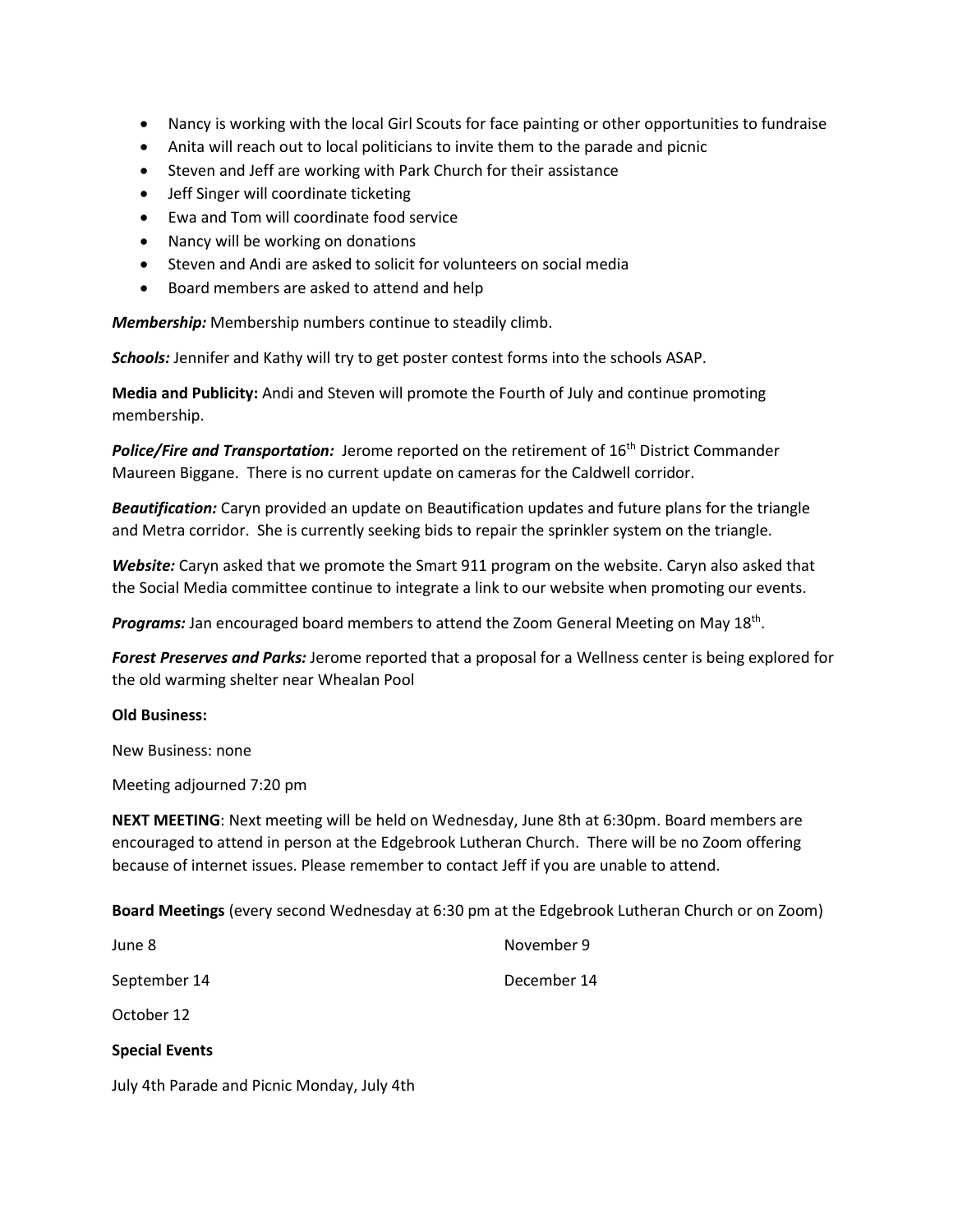- Nancy is working with the local Girl Scouts for face painting or other opportunities to fundraise
- Anita will reach out to local politicians to invite them to the parade and picnic
- Steven and Jeff are working with Park Church for their assistance
- Jeff Singer will coordinate ticketing
- Ewa and Tom will coordinate food service
- Nancy will be working on donations
- Steven and Andi are asked to solicit for volunteers on social media
- Board members are asked to attend and help

***Membership:*** Membership numbers continue to steadily climb.

***Schools:*** Jennifer and Kathy will try to get poster contest forms into the schools ASAP.

**Media and Publicity:** Andi and Steven will promote the Fourth of July and continue promoting membership.

***Police/Fire and Transportation:*** Jerome reported on the retirement of 16th District Commander Maureen Biggane. There is no current update on cameras for the Caldwell corridor.

***Beautification:*** Caryn provided an update on Beautification updates and future plans for the triangle and Metra corridor. She is currently seeking bids to repair the sprinkler system on the triangle.

***Website:*** Caryn asked that we promote the Smart 911 program on the website. Caryn also asked that the Social Media committee continue to integrate a link to our website when promoting our events.

***Programs:*** Jan encouraged board members to attend the Zoom General Meeting on May 18th.

***Forest Preserves and Parks:*** Jerome reported that a proposal for a Wellness center is being explored for the old warming shelter near Whealan Pool

**Old Business:**

New Business: none

Meeting adjourned 7:20 pm

**NEXT MEETING**: Next meeting will be held on Wednesday, June 8th at 6:30pm. Board members are encouraged to attend in person at the Edgebrook Lutheran Church. There will be no Zoom offering because of internet issues. Please remember to contact Jeff if you are unable to attend.

**Board Meetings** (every second Wednesday at 6:30 pm at the Edgebrook Lutheran Church or on Zoom)

June 8

September 14

October 12

November 9

December 14

**Special Events**

July 4th Parade and Picnic Monday, July 4th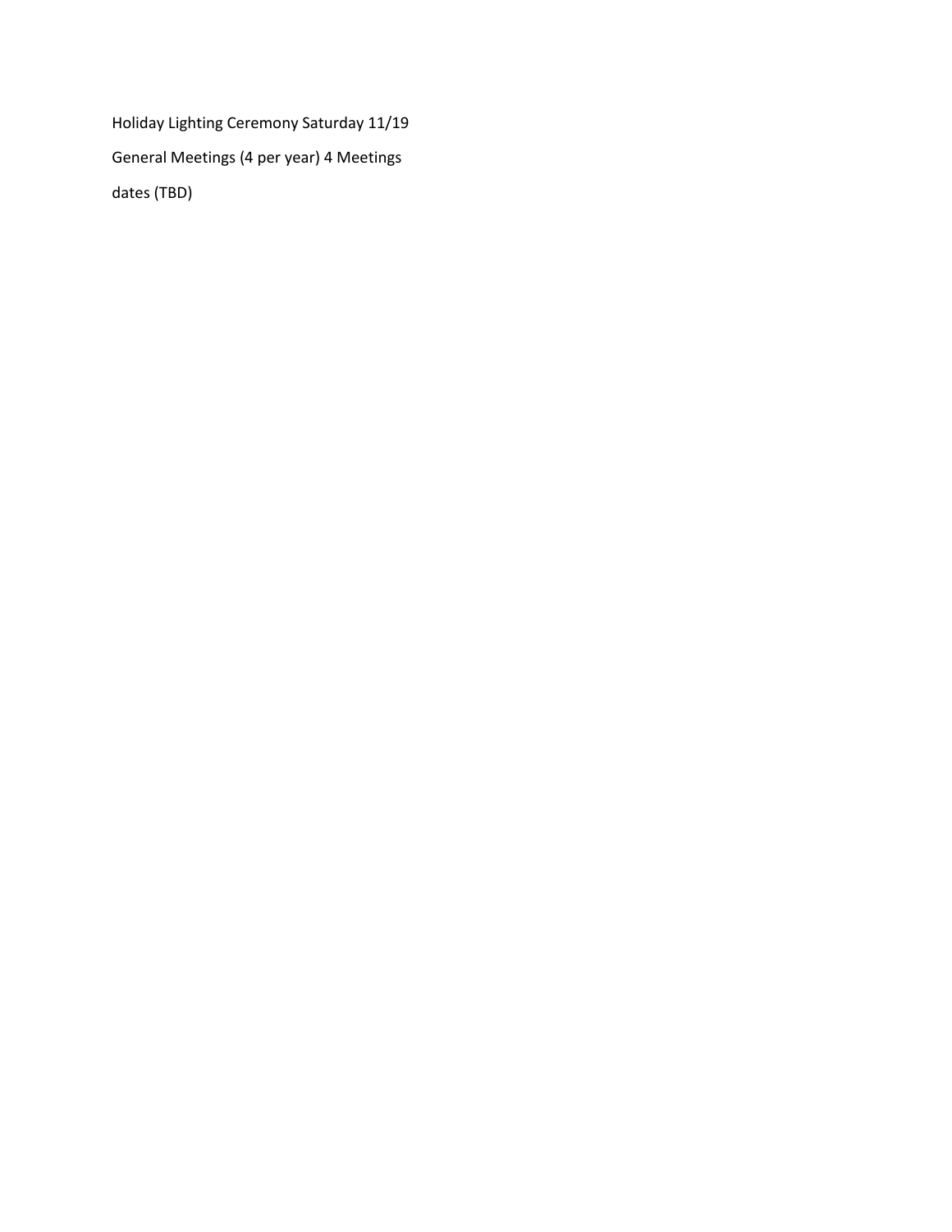Holiday Lighting Ceremony Saturday 11/19

General Meetings (4 per year) 4 Meetings

dates (TBD)